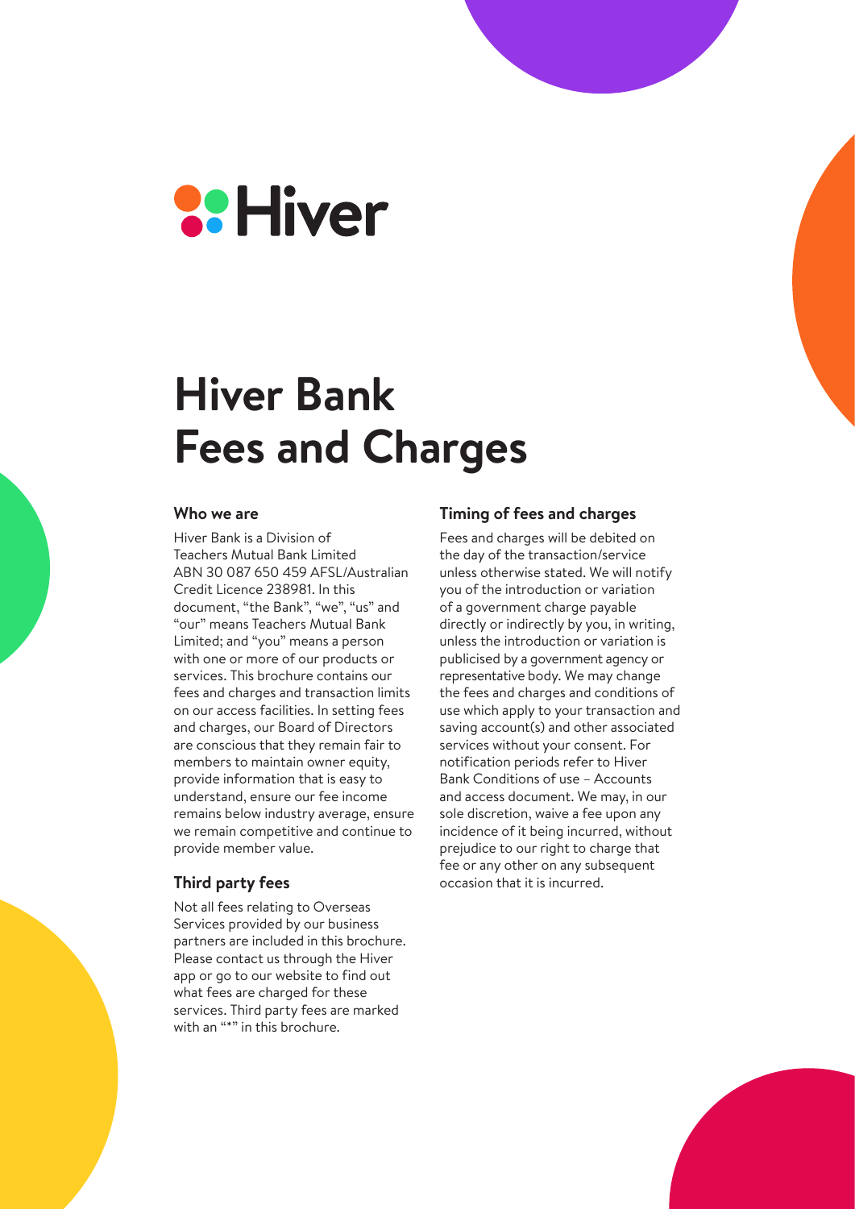Hiver

# Hiver Bank Fees and Charges

### Who we are

Hiver Bank is a Division of Teachers Mutual Bank Limited ABN 30 087 650 459 AFSL/Australian Credit Licence 238981. In this document, "the Bank", "we", "us" and "our" means Teachers Mutual Bank Limited; and "you" means a person with one or more of our products or services. This brochure contains our fees and charges and transaction limits on our access facilities. In setting fees and charges, our Board of Directors are conscious that they remain fair to members to maintain owner equity, provide information that is easy to understand, ensure our fee income remains below industry average, ensure we remain competitive and continue to provide member value.

### Third party fees

Not all fees relating to Overseas Services provided by our business partners are included in this brochure. Please contact us through the Hiver app or go to our website to find out what fees are charged for these services. Third party fees are marked with an "*" in this brochure.

### Timing of fees and charges

Fees and charges will be debited on the day of the transaction/service unless otherwise stated. We will notify you of the introduction or variation of a government charge payable directly or indirectly by you, in writing, unless the introduction or variation is publicised by a government agency or representative body. We may change the fees and charges and conditions of use which apply to your transaction and saving account(s) and other associated services without your consent. For notification periods refer to Hiver Bank Conditions of use – Accounts and access document. We may, in our sole discretion, waive a fee upon any incidence of it being incurred, without prejudice to our right to charge that fee or any other on any subsequent occasion that it is incurred.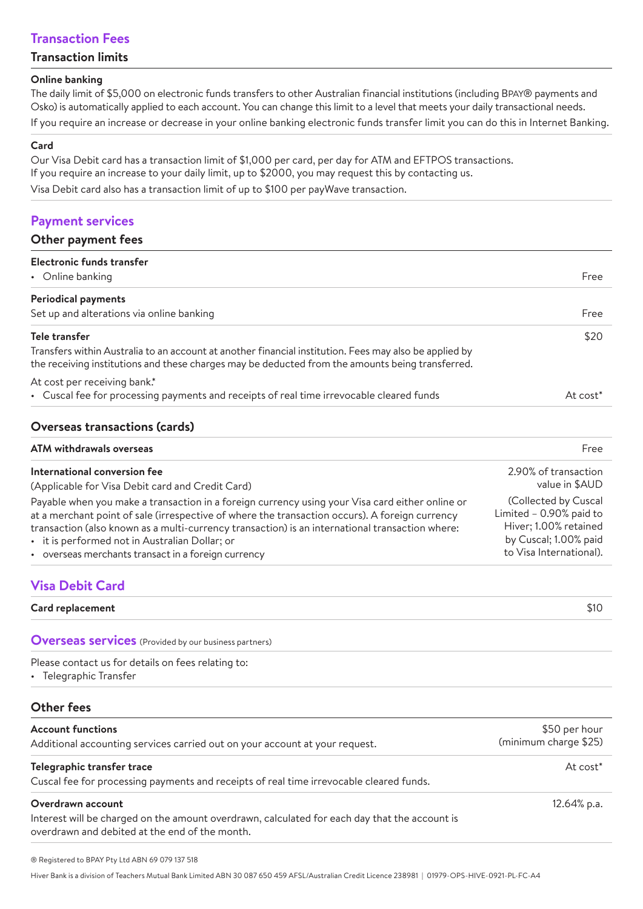## Transaction Fees

### Transaction limits

**Online banking**

The daily limit of $5,000 on electronic funds transfers to other Australian financial institutions (including BPAY® payments and Osko) is automatically applied to each account. You can change this limit to a level that meets your daily transactional needs.

If you require an increase or decrease in your online banking electronic funds transfer limit you can do this in Internet Banking.

**Card**

Our Visa Debit card has a transaction limit of $1,000 per card, per day for ATM and EFTPOS transactions.
If you require an increase to your daily limit, up to $2000, you may request this by contacting us.

Visa Debit card also has a transaction limit of up to $100 per payWave transaction.

## Payment services

### Other payment fees

| | |
|---|---|
| **Electronic funds transfer**<br>• Online banking | Free |
| **Periodical payments**<br>Set up and alterations via online banking | Free |
| **Tele transfer**<br>Transfers within Australia to an account at another financial institution. Fees may also be applied by the receiving institutions and these charges may be deducted from the amounts being transferred. | $20 |
| At cost per receiving bank.*<br>• Cuscal fee for processing payments and receipts of real time irrevocable cleared funds | At cost* |

### Overseas transactions (cards)

| | |
|---|---|
| **ATM withdrawals overseas** | Free |
| **International conversion fee**<br>(Applicable for Visa Debit card and Credit Card)<br>Payable when you make a transaction in a foreign currency using your Visa card either online or at a merchant point of sale (irrespective of where the transaction occurs). A foreign currency transaction (also known as a multi-currency transaction) is an international transaction where:<br>• it is performed not in Australian Dollar; or<br>• overseas merchants transact in a foreign currency | 2.90% of transaction value in $AUD<br>(Collected by Cuscal Limited – 0.90% paid to Hiver; 1.00% retained by Cuscal; 1.00% paid to Visa International). |

## Visa Debit Card

| | |
|---|---|
| **Card replacement** | $10 |

## Overseas services (Provided by our business partners)

Please contact us for details on fees relating to:

- Telegraphic Transfer

### Other fees

| | |
|---|---|
| **Account functions**<br>Additional accounting services carried out on your account at your request. | $50 per hour (minimum charge $25) |
| **Telegraphic transfer trace**<br>Cuscal fee for processing payments and receipts of real time irrevocable cleared funds. | At cost* |
| **Overdrawn account**<br>Interest will be charged on the amount overdrawn, calculated for each day that the account is overdrawn and debited at the end of the month. | 12.64% p.a. |

® Registered to BPAY Pty Ltd ABN 69 079 137 518

Hiver Bank is a division of Teachers Mutual Bank Limited ABN 30 087 650 459 AFSL/Australian Credit Licence 238981 | 01979-OPS-HIVE-0921-PL-FC-A4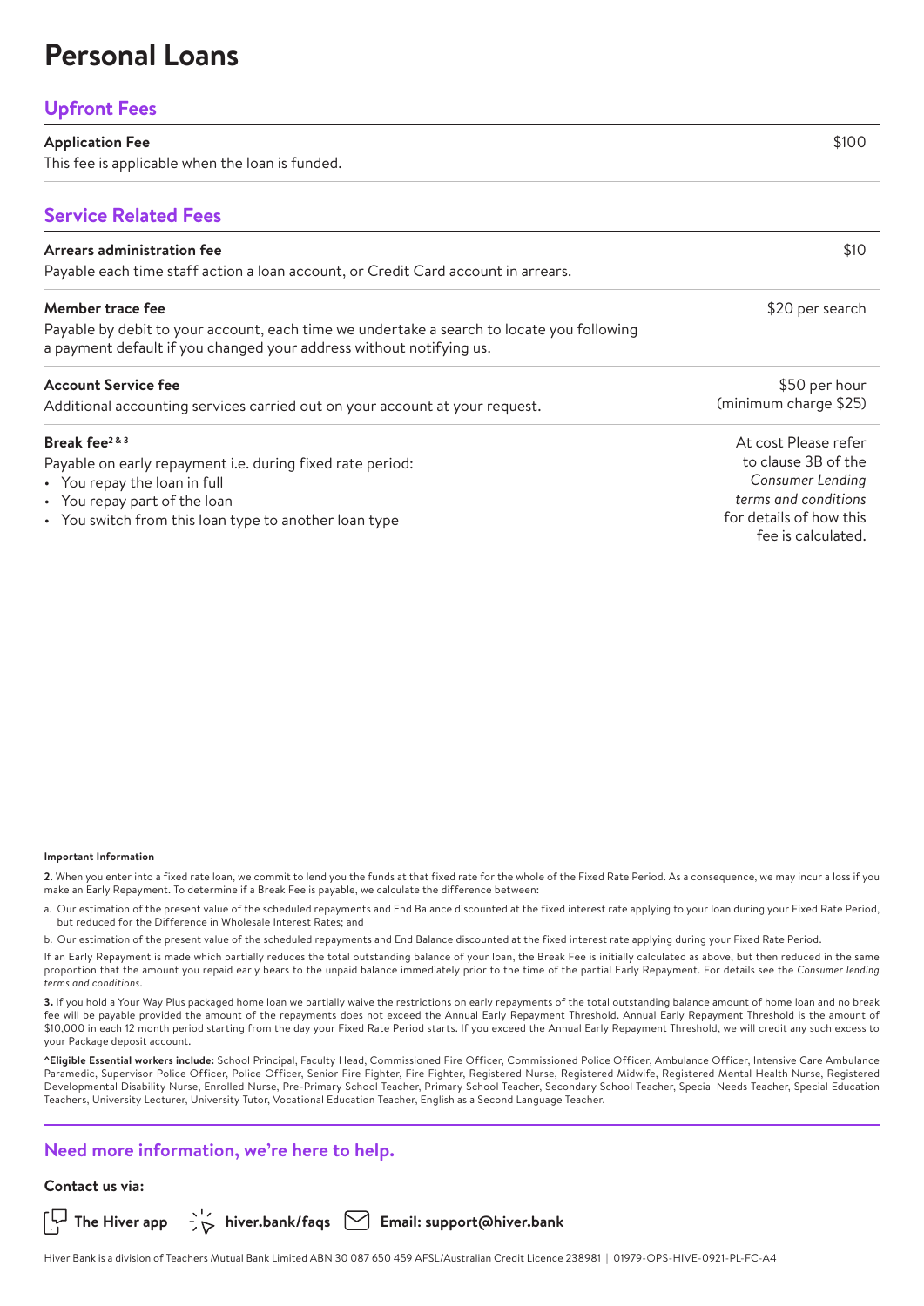# Personal Loans

## Upfront Fees

| | |
|---|---|
| **Application Fee**<br>This fee is applicable when the loan is funded. | $100 |

## Service Related Fees

| | |
|---|---|
| **Arrears administration fee**<br>Payable each time staff action a loan account, or Credit Card account in arrears. | $10 |
| **Member trace fee**<br>Payable by debit to your account, each time we undertake a search to locate you following a payment default if you changed your address without notifying us. | $20 per search |
| **Account Service fee**<br>Additional accounting services carried out on your account at your request. | $50 per hour (minimum charge $25) |
| **Break fee[2 & 3]**<br>Payable on early repayment i.e. during fixed rate period:<br>• You repay the loan in full<br>• You repay part of the loan<br>• You switch from this loan type to another loan type | At cost Please refer to clause 3B of the *Consumer Lending terms and conditions* for details of how this fee is calculated. |

**Important Information**

**2**. When you enter into a fixed rate loan, we commit to lend you the funds at that fixed rate for the whole of the Fixed Rate Period. As a consequence, we may incur a loss if you make an Early Repayment. To determine if a Break Fee is payable, we calculate the difference between:

a. Our estimation of the present value of the scheduled repayments and End Balance discounted at the fixed interest rate applying to your loan during your Fixed Rate Period, but reduced for the Difference in Wholesale Interest Rates; and

b. Our estimation of the present value of the scheduled repayments and End Balance discounted at the fixed interest rate applying during your Fixed Rate Period.

If an Early Repayment is made which partially reduces the total outstanding balance of your loan, the Break Fee is initially calculated as above, but then reduced in the same proportion that the amount you repaid early bears to the unpaid balance immediately prior to the time of the partial Early Repayment. For details see the *Consumer lending terms and conditions*.

**3.** If you hold a Your Way Plus packaged home loan we partially waive the restrictions on early repayments of the total outstanding balance amount of home loan and no break fee will be payable provided the amount of the repayments does not exceed the Annual Early Repayment Threshold. Annual Early Repayment Threshold is the amount of $10,000 in each 12 month period starting from the day your Fixed Rate Period starts. If you exceed the Annual Early Repayment Threshold, we will credit any such excess to your Package deposit account.

**^Eligible Essential workers include:** School Principal, Faculty Head, Commissioned Fire Officer, Commissioned Police Officer, Ambulance Officer, Intensive Care Ambulance Paramedic, Supervisor Police Officer, Police Officer, Senior Fire Fighter, Fire Fighter, Registered Nurse, Registered Midwife, Registered Mental Health Nurse, Registered Developmental Disability Nurse, Enrolled Nurse, Pre-Primary School Teacher, Primary School Teacher, Secondary School Teacher, Special Needs Teacher, Special Education Teachers, University Lecturer, University Tutor, Vocational Education Teacher, English as a Second Language Teacher.

## Need more information, we're here to help.

**Contact us via:**

**The Hiver app** | **hiver.bank/faqs** | **Email: support@hiver.bank**

Hiver Bank is a division of Teachers Mutual Bank Limited ABN 30 087 650 459 AFSL/Australian Credit Licence 238981 | 01979-OPS-HIVE-0921-PL-FC-A4